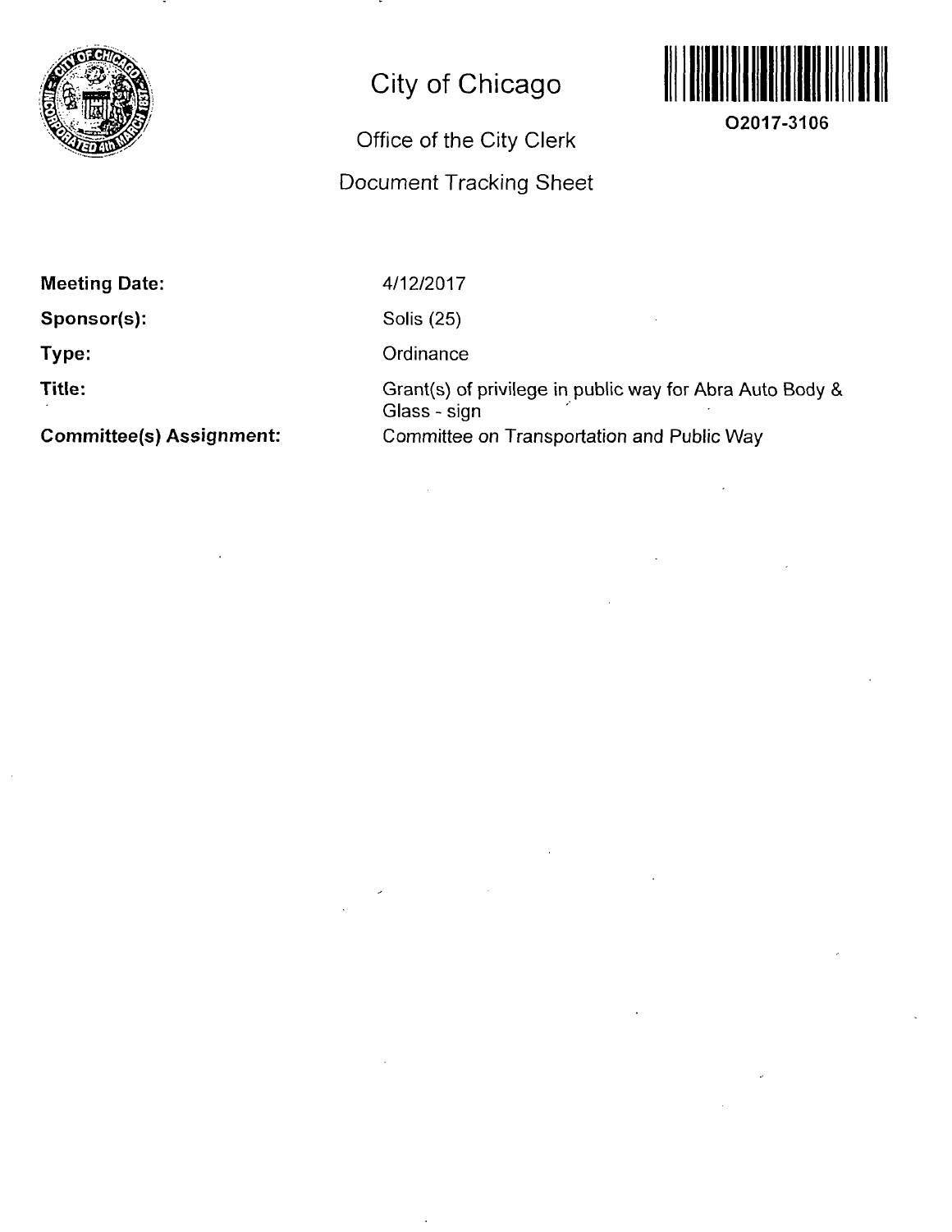# City of Chicago

## Office of the City Clerk

## Document Tracking Sheet

O2017-3106

| | |
|---|---|
| **Meeting Date:** | 4/12/2017 |
| **Sponsor(s):** | Solis (25) |
| **Type:** | Ordinance |
| **Title:** | Grant(s) of privilege in public way for Abra Auto Body & Glass - sign |
| **Committee(s) Assignment:** | Committee on Transportation and Public Way |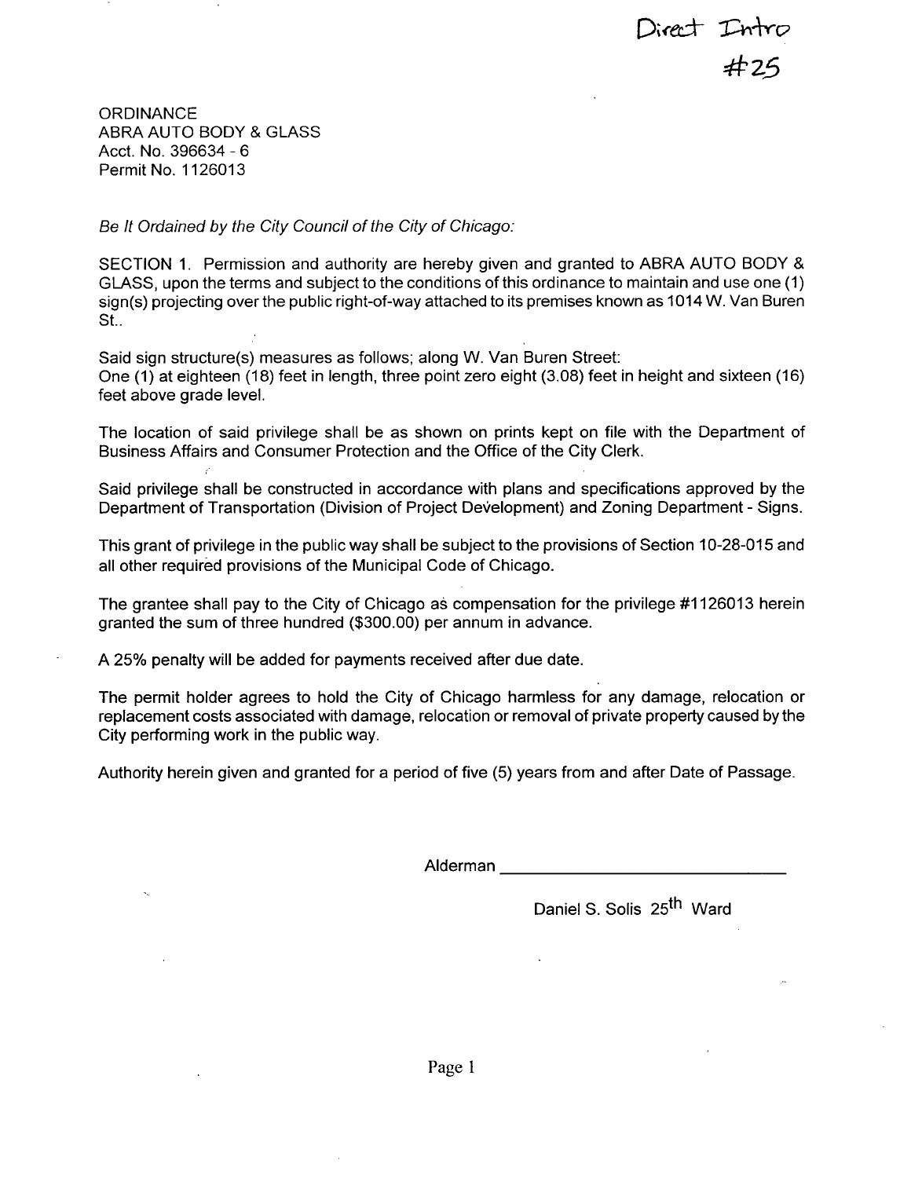Direct Intro
#25

ORDINANCE
ABRA AUTO BODY & GLASS
Acct. No. 396634 - 6
Permit No. 1126013

*Be It Ordained by the City Council of the City of Chicago:*

SECTION 1. Permission and authority are hereby given and granted to ABRA AUTO BODY & GLASS, upon the terms and subject to the conditions of this ordinance to maintain and use one (1) sign(s) projecting over the public right-of-way attached to its premises known as 1014 W. Van Buren St..

Said sign structure(s) measures as follows; along W. Van Buren Street:
One (1) at eighteen (18) feet in length, three point zero eight (3.08) feet in height and sixteen (16) feet above grade level.

The location of said privilege shall be as shown on prints kept on file with the Department of Business Affairs and Consumer Protection and the Office of the City Clerk.

Said privilege shall be constructed in accordance with plans and specifications approved by the Department of Transportation (Division of Project Development) and Zoning Department - Signs.

This grant of privilege in the public way shall be subject to the provisions of Section 10-28-015 and all other required provisions of the Municipal Code of Chicago.

The grantee shall pay to the City of Chicago as compensation for the privilege #1126013 herein granted the sum of three hundred ($300.00) per annum in advance.

A 25% penalty will be added for payments received after due date.

The permit holder agrees to hold the City of Chicago harmless for any damage, relocation or replacement costs associated with damage, relocation or removal of private property caused by the City performing work in the public way.

Authority herein given and granted for a period of five (5) years from and after Date of Passage.

Alderman ______________________________

Daniel S. Solis 25th Ward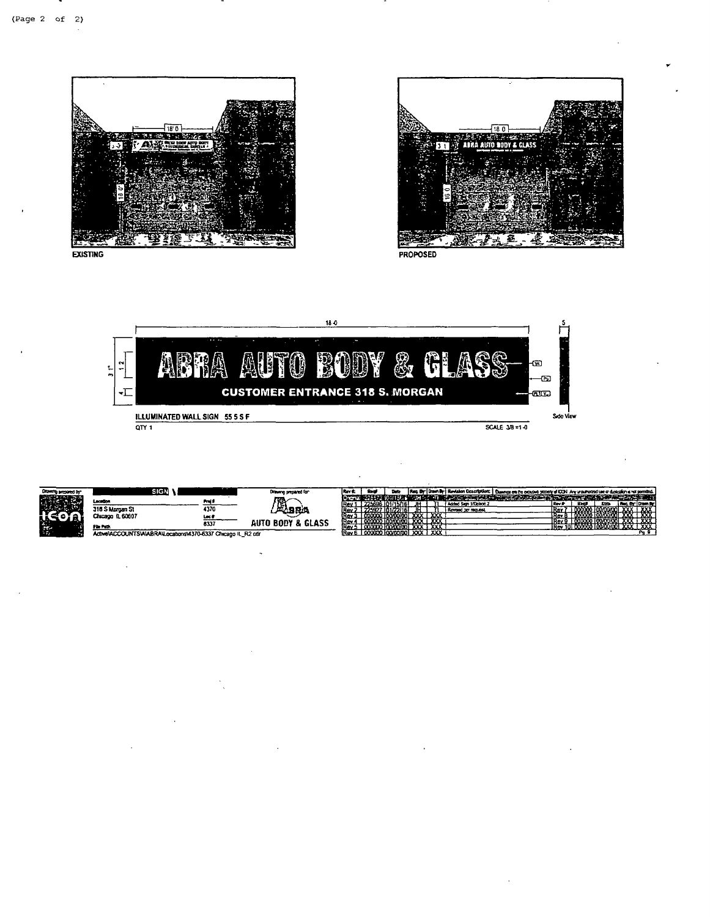EXISTING

PROPOSED

18'-0

3'-1"

12

4

ABRA AUTO BODY & GLASS

CUSTOMER ENTRANCE 318 S. MORGAN

5

Side View

ILLUMINATED WALL SIGN 55.5 S F

QTY 1

SCALE 3/8"=1'-0

Drawing prepared by: ICON

SIGN 1

Location: 318 S Morgan St, Chicago IL 60607

Proj #: 4370

Loc #: 6337

File Path: Active\ACCOUNTS\A\ABRA\Locations\4370-6337 Chicago IL_R2.cdr

Drawing prepared for: ABRA AUTO BODY & GLASS

| Rev # | Req# | Date | Req. By | Drawn By | Revision Description |
|---|---|---|---|---|---|
| Original | | | | | |
| Rev 1 | 225696 | 01/15/16 | JH | TL | Added Sign 1/Option 2 |
| Rev 2 | 225927 | 01/22/16 | JH | TL | Revised per request |
| Rev 3 | 000000 | 00/00/00 | XXX | XXX | |
| Rev 4 | 000000 | 00/00/00 | XXX | XXX | |
| Rev 5 | 000000 | 00/00/00 | XXX | XXX | |
| Rev 6 | 000000 | 00/00/00 | XXX | XXX | |

| Rev # | Req# | Date | Req. By | Drawn By |
|---|---|---|---|---|
| Rev 7 | 000000 | 00/00/00 | XXX | XXX |
| Rev 8 | 000000 | 00/00/00 | XXX | XXX |
| Rev 9 | 000000 | 00/00/00 | XXX | XXX |
| Rev 10 | 000000 | 00/00/00 | XXX | XXX |

Drawings are the exclusive property of ICON. Any unauthorized use or duplication is not permitted.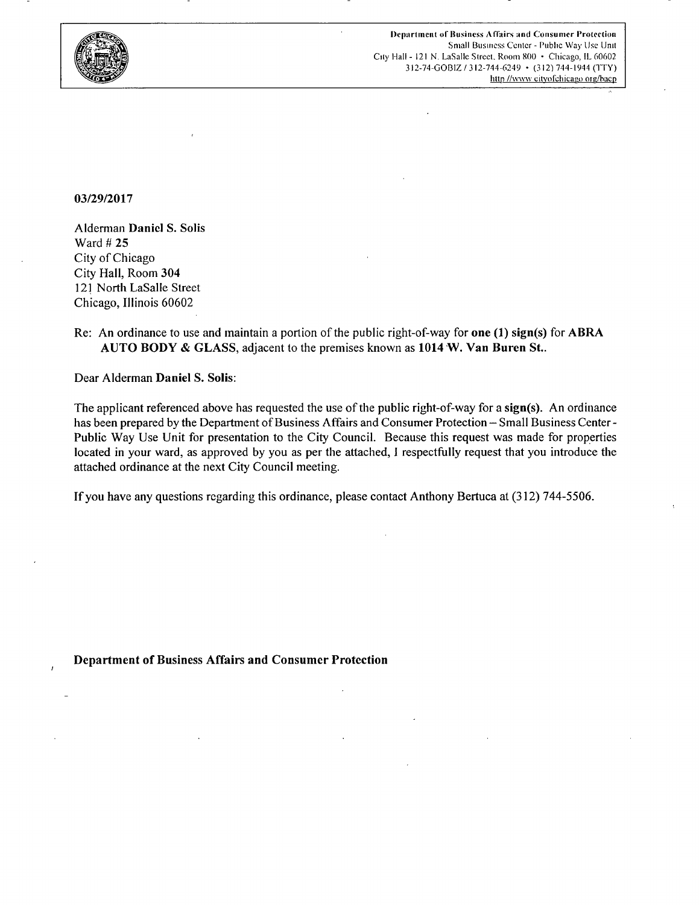**Department of Business Affairs and Consumer Protection**
Small Business Center - Public Way Use Unit
City Hall - 121 N. LaSalle Street, Room 800 • Chicago, IL 60602
312-74-GOBIZ / 312-744-6249 • (312) 744-1944 (TTY)
http //www cityofchicago org/bacp

**03/29/2017**

Alderman **Daniel S. Solis**
Ward # **25**
City of Chicago
City Hall, Room **304**
121 North LaSalle Street
Chicago, Illinois 60602

Re: An ordinance to use and maintain a portion of the public right-of-way for **one (1) sign(s)** for **ABRA AUTO BODY & GLASS**, adjacent to the premises known as **1014 W. Van Buren St.**.

Dear Alderman **Daniel S. Solis**:

The applicant referenced above has requested the use of the public right-of-way for a **sign(s)**. An ordinance has been prepared by the Department of Business Affairs and Consumer Protection – Small Business Center - Public Way Use Unit for presentation to the City Council. Because this request was made for properties located in your ward, as approved by you as per the attached, I respectfully request that you introduce the attached ordinance at the next City Council meeting.

If you have any questions regarding this ordinance, please contact Anthony Bertuca at (312) 744-5506.

**Department of Business Affairs and Consumer Protection**